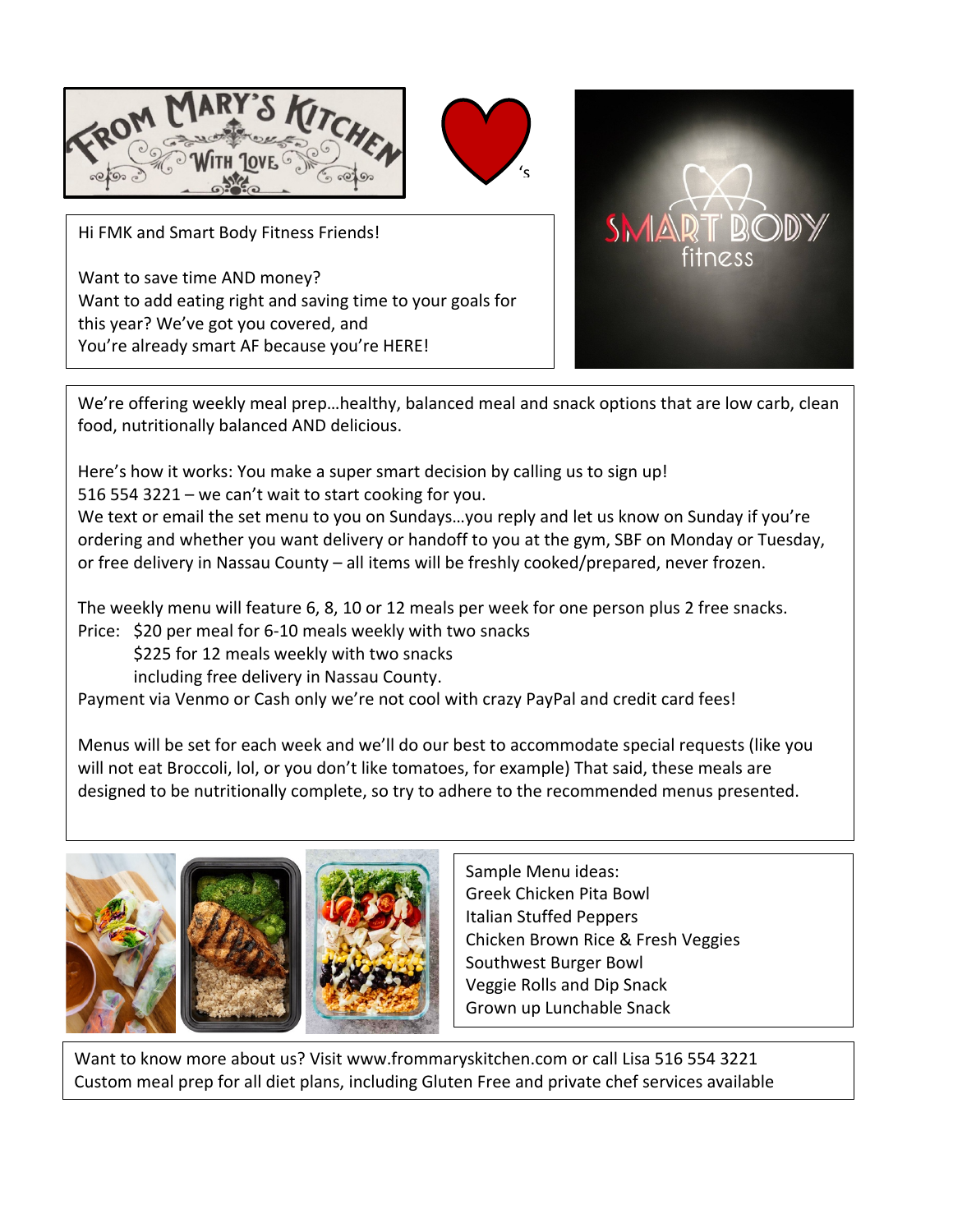Hi FMK and Smart Body Fitness Friends!

Want to save time AND money?
Want to add eating right and saving time to your goals for this year? We've got you covered, and
You're already smart AF because you're HERE!

We're offering weekly meal prep…healthy, balanced meal and snack options that are low carb, clean food, nutritionally balanced AND delicious.

Here's how it works: You make a super smart decision by calling us to sign up!
516 554 3221 – we can't wait to start cooking for you.
We text or email the set menu to you on Sundays…you reply and let us know on Sunday if you're ordering and whether you want delivery or handoff to you at the gym, SBF on Monday or Tuesday, or free delivery in Nassau County – all items will be freshly cooked/prepared, never frozen.

The weekly menu will feature 6, 8, 10 or 12 meals per week for one person plus 2 free snacks.
Price: $20 per meal for 6-10 meals weekly with two snacks
$225 for 12 meals weekly with two snacks
including free delivery in Nassau County.
Payment via Venmo or Cash only we're not cool with crazy PayPal and credit card fees!

Menus will be set for each week and we'll do our best to accommodate special requests (like you will not eat Broccoli, lol, or you don't like tomatoes, for example) That said, these meals are designed to be nutritionally complete, so try to adhere to the recommended menus presented.

Sample Menu ideas:
Greek Chicken Pita Bowl
Italian Stuffed Peppers
Chicken Brown Rice & Fresh Veggies
Southwest Burger Bowl
Veggie Rolls and Dip Snack
Grown up Lunchable Snack

Want to know more about us? Visit www.frommaryskitchen.com or call Lisa 516 554 3221
Custom meal prep for all diet plans, including Gluten Free and private chef services available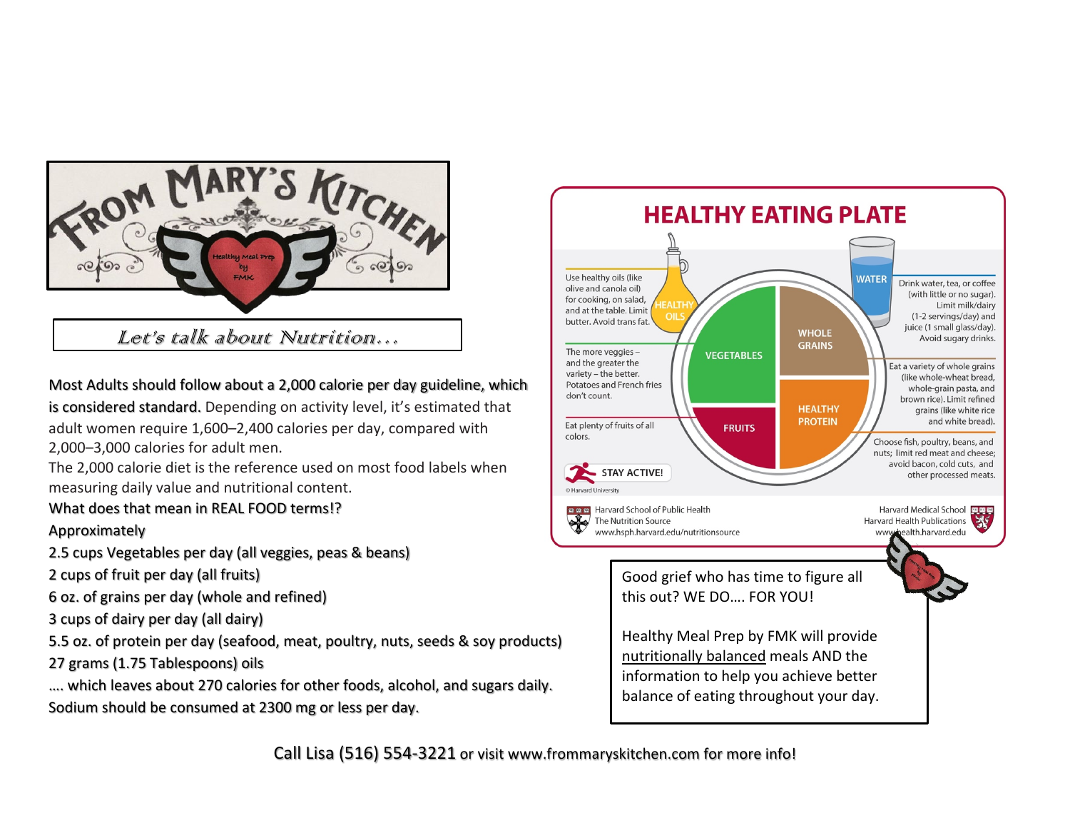# From Mary's Kitchen

Healthy Meal Prep by FMK

*Let's talk about Nutrition…*

Most Adults should follow about a 2,000 calorie per day guideline, which is considered standard. Depending on activity level, it's estimated that adult women require 1,600–2,400 calories per day, compared with 2,000–3,000 calories for adult men.

The 2,000 calorie diet is the reference used on most food labels when measuring daily value and nutritional content.

What does that mean in REAL FOOD terms!?

Approximately

2.5 cups Vegetables per day (all veggies, peas & beans)

2 cups of fruit per day (all fruits)

6 oz. of grains per day (whole and refined)

3 cups of dairy per day (all dairy)

5.5 oz. of protein per day (seafood, meat, poultry, nuts, seeds & soy products)

27 grams (1.75 Tablespoons) oils

…. which leaves about 270 calories for other foods, alcohol, and sugars daily.

Sodium should be consumed at 2300 mg or less per day.

## HEALTHY EATING PLATE

HEALTHY OILS

Use healthy oils (like olive and canola oil) for cooking, on salad, and at the table. Limit butter. Avoid trans fat.

VEGETABLES

The more veggies – and the greater the variety – the better. Potatoes and French fries don't count.

FRUITS

Eat plenty of fruits of all colors.

STAY ACTIVE!

WATER

Drink water, tea, or coffee (with little or no sugar). Limit milk/dairy (1-2 servings/day) and juice (1 small glass/day). Avoid sugary drinks.

WHOLE GRAINS

Eat a variety of whole grains (like whole-wheat bread, whole-grain pasta, and brown rice). Limit refined grains (like white rice and white bread).

HEALTHY PROTEIN

Choose fish, poultry, beans, and nuts; limit red meat and cheese; avoid bacon, cold cuts, and other processed meats.

© Harvard University

Harvard School of Public Health
The Nutrition Source
www.hsph.harvard.edu/nutritionsource

Harvard Medical School
Harvard Health Publications
www.health.harvard.edu

Good grief who has time to figure all this out? WE DO…. FOR YOU!

Healthy Meal Prep by FMK will provide nutritionally balanced meals AND the information to help you achieve better balance of eating throughout your day.

Call Lisa (516) 554-3221 or visit www.frommaryskitchen.com for more info!